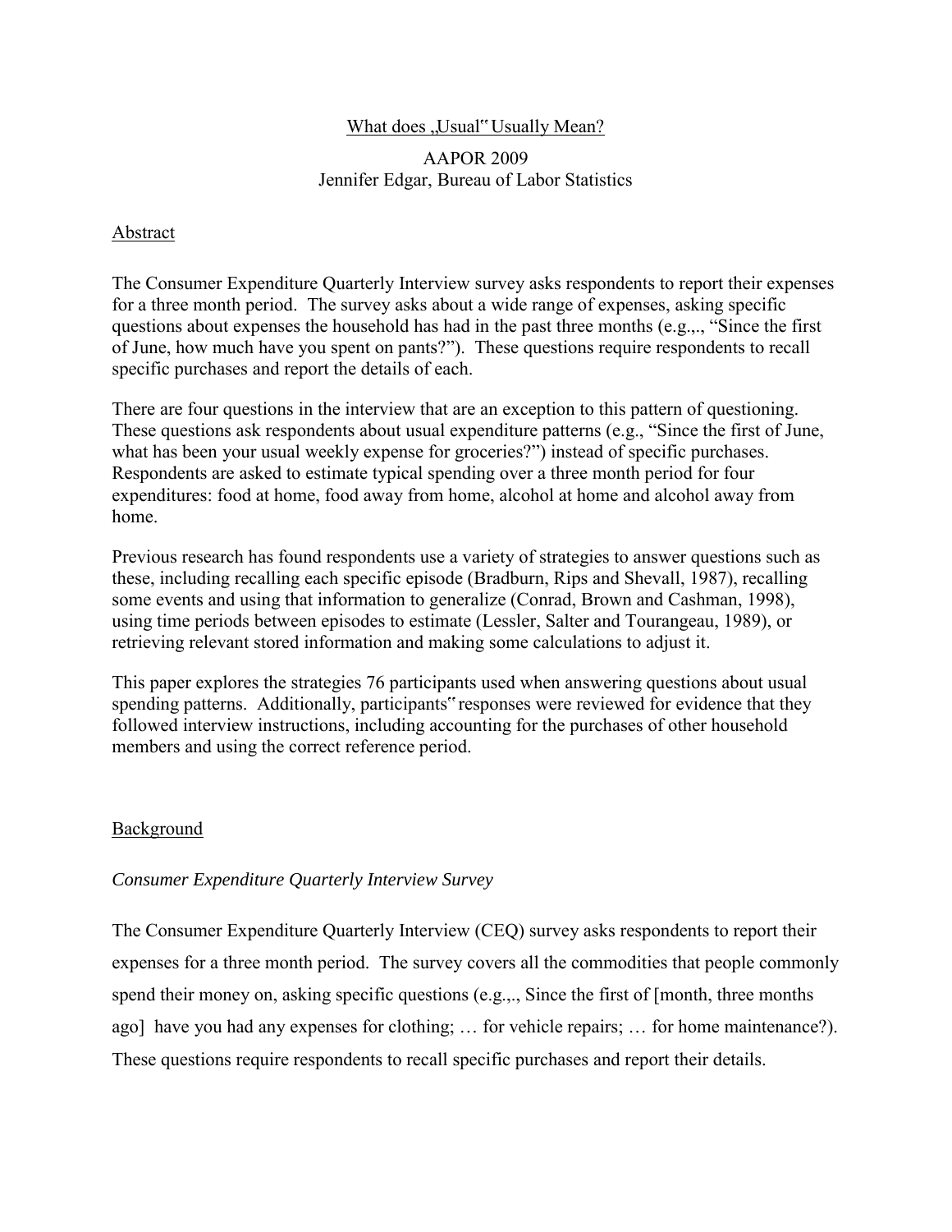What does „Usual" Usually Mean?

AAPOR 2009
Jennifer Edgar, Bureau of Labor Statistics

## Abstract

The Consumer Expenditure Quarterly Interview survey asks respondents to report their expenses for a three month period. The survey asks about a wide range of expenses, asking specific questions about expenses the household has had in the past three months (e.g.,., "Since the first of June, how much have you spent on pants?"). These questions require respondents to recall specific purchases and report the details of each.

There are four questions in the interview that are an exception to this pattern of questioning. These questions ask respondents about usual expenditure patterns (e.g., "Since the first of June, what has been your usual weekly expense for groceries?") instead of specific purchases. Respondents are asked to estimate typical spending over a three month period for four expenditures: food at home, food away from home, alcohol at home and alcohol away from home.

Previous research has found respondents use a variety of strategies to answer questions such as these, including recalling each specific episode (Bradburn, Rips and Shevall, 1987), recalling some events and using that information to generalize (Conrad, Brown and Cashman, 1998), using time periods between episodes to estimate (Lessler, Salter and Tourangeau, 1989), or retrieving relevant stored information and making some calculations to adjust it.

This paper explores the strategies 76 participants used when answering questions about usual spending patterns. Additionally, participants" responses were reviewed for evidence that they followed interview instructions, including accounting for the purchases of other household members and using the correct reference period.

## Background

### *Consumer Expenditure Quarterly Interview Survey*

The Consumer Expenditure Quarterly Interview (CEQ) survey asks respondents to report their expenses for a three month period. The survey covers all the commodities that people commonly spend their money on, asking specific questions (e.g.,., Since the first of [month, three months ago] have you had any expenses for clothing; … for vehicle repairs; … for home maintenance?). These questions require respondents to recall specific purchases and report their details.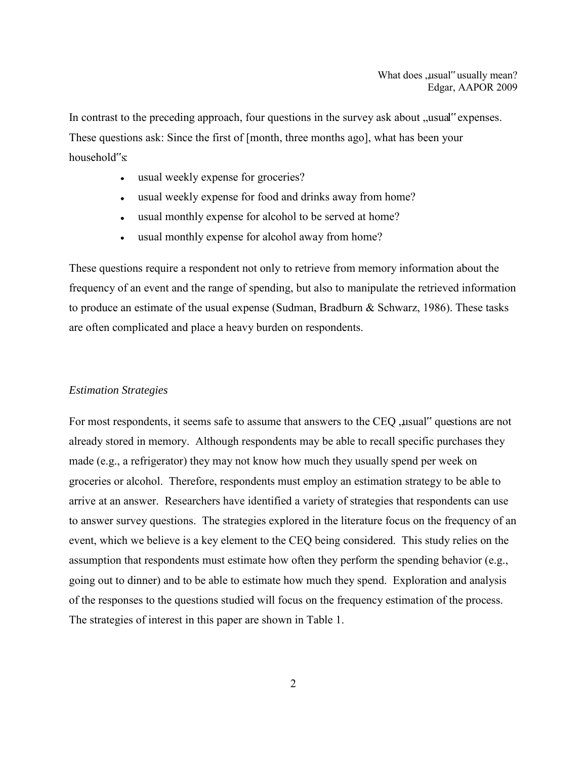In contrast to the preceding approach, four questions in the survey ask about „usual" expenses. These questions ask: Since the first of [month, three months ago], what has been your household"s:

- usual weekly expense for groceries?
- usual weekly expense for food and drinks away from home?
- usual monthly expense for alcohol to be served at home?
- usual monthly expense for alcohol away from home?

These questions require a respondent not only to retrieve from memory information about the frequency of an event and the range of spending, but also to manipulate the retrieved information to produce an estimate of the usual expense (Sudman, Bradburn & Schwarz, 1986). These tasks are often complicated and place a heavy burden on respondents.

*Estimation Strategies*

For most respondents, it seems safe to assume that answers to the CEQ „usual" questions are not already stored in memory. Although respondents may be able to recall specific purchases they made (e.g., a refrigerator) they may not know how much they usually spend per week on groceries or alcohol. Therefore, respondents must employ an estimation strategy to be able to arrive at an answer. Researchers have identified a variety of strategies that respondents can use to answer survey questions. The strategies explored in the literature focus on the frequency of an event, which we believe is a key element to the CEQ being considered. This study relies on the assumption that respondents must estimate how often they perform the spending behavior (e.g., going out to dinner) and to be able to estimate how much they spend. Exploration and analysis of the responses to the questions studied will focus on the frequency estimation of the process. The strategies of interest in this paper are shown in Table 1.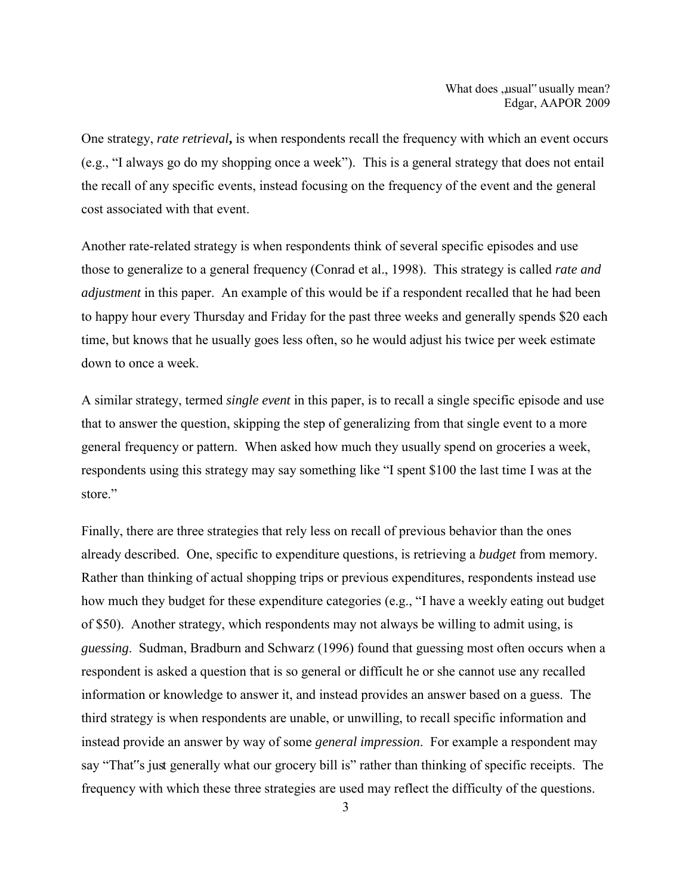One strategy, ***rate retrieval*,** is when respondents recall the frequency with which an event occurs (e.g., "I always go do my shopping once a week"). This is a general strategy that does not entail the recall of any specific events, instead focusing on the frequency of the event and the general cost associated with that event.

Another rate-related strategy is when respondents think of several specific episodes and use those to generalize to a general frequency (Conrad et al., 1998). This strategy is called *rate and adjustment* in this paper. An example of this would be if a respondent recalled that he had been to happy hour every Thursday and Friday for the past three weeks and generally spends $20 each time, but knows that he usually goes less often, so he would adjust his twice per week estimate down to once a week.

A similar strategy, termed *single event* in this paper, is to recall a single specific episode and use that to answer the question, skipping the step of generalizing from that single event to a more general frequency or pattern. When asked how much they usually spend on groceries a week, respondents using this strategy may say something like "I spent $100 the last time I was at the store."

Finally, there are three strategies that rely less on recall of previous behavior than the ones already described. One, specific to expenditure questions, is retrieving a *budget* from memory. Rather than thinking of actual shopping trips or previous expenditures, respondents instead use how much they budget for these expenditure categories (e.g., "I have a weekly eating out budget of $50). Another strategy, which respondents may not always be willing to admit using, is *guessing*. Sudman, Bradburn and Schwarz (1996) found that guessing most often occurs when a respondent is asked a question that is so general or difficult he or she cannot use any recalled information or knowledge to answer it, and instead provides an answer based on a guess. The third strategy is when respondents are unable, or unwilling, to recall specific information and instead provide an answer by way of some *general impression*. For example a respondent may say "That"s just generally what our grocery bill is" rather than thinking of specific receipts. The frequency with which these three strategies are used may reflect the difficulty of the questions.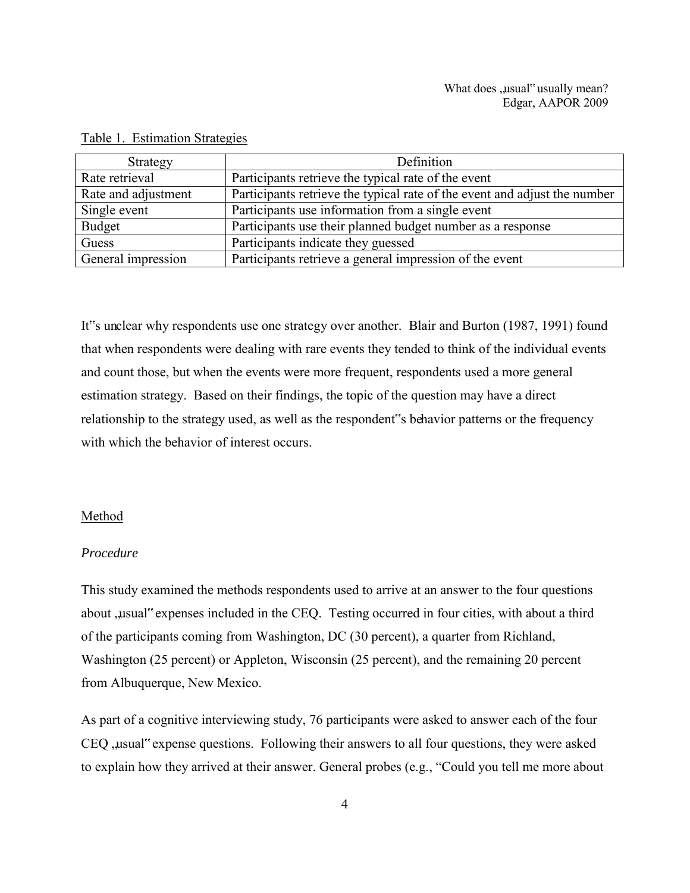Table 1. Estimation Strategies

| Strategy | Definition |
|---|---|
| Rate retrieval | Participants retrieve the typical rate of the event |
| Rate and adjustment | Participants retrieve the typical rate of the event and adjust the number |
| Single event | Participants use information from a single event |
| Budget | Participants use their planned budget number as a response |
| Guess | Participants indicate they guessed |
| General impression | Participants retrieve a general impression of the event |

It"s unclear why respondents use one strategy over another. Blair and Burton (1987, 1991) found that when respondents were dealing with rare events they tended to think of the individual events and count those, but when the events were more frequent, respondents used a more general estimation strategy. Based on their findings, the topic of the question may have a direct relationship to the strategy used, as well as the respondent"s behavior patterns or the frequency with which the behavior of interest occurs.

## Method

### *Procedure*

This study examined the methods respondents used to arrive at an answer to the four questions about „usual" expenses included in the CEQ. Testing occurred in four cities, with about a third of the participants coming from Washington, DC (30 percent), a quarter from Richland, Washington (25 percent) or Appleton, Wisconsin (25 percent), and the remaining 20 percent from Albuquerque, New Mexico.

As part of a cognitive interviewing study, 76 participants were asked to answer each of the four CEQ „usual" expense questions. Following their answers to all four questions, they were asked to explain how they arrived at their answer. General probes (e.g., "Could you tell me more about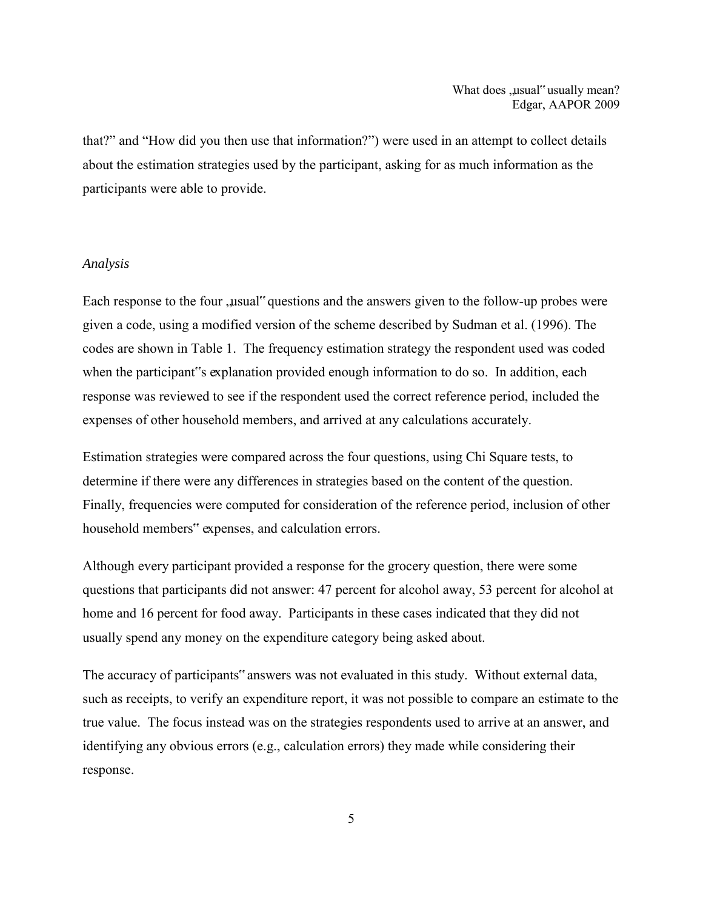that?" and "How did you then use that information?") were used in an attempt to collect details about the estimation strategies used by the participant, asking for as much information as the participants were able to provide.

*Analysis*

Each response to the four „usual" questions and the answers given to the follow-up probes were given a code, using a modified version of the scheme described by Sudman et al. (1996). The codes are shown in Table 1. The frequency estimation strategy the respondent used was coded when the participant"s explanation provided enough information to do so. In addition, each response was reviewed to see if the respondent used the correct reference period, included the expenses of other household members, and arrived at any calculations accurately.

Estimation strategies were compared across the four questions, using Chi Square tests, to determine if there were any differences in strategies based on the content of the question. Finally, frequencies were computed for consideration of the reference period, inclusion of other household members" expenses, and calculation errors.

Although every participant provided a response for the grocery question, there were some questions that participants did not answer: 47 percent for alcohol away, 53 percent for alcohol at home and 16 percent for food away. Participants in these cases indicated that they did not usually spend any money on the expenditure category being asked about.

The accuracy of participants" answers was not evaluated in this study. Without external data, such as receipts, to verify an expenditure report, it was not possible to compare an estimate to the true value. The focus instead was on the strategies respondents used to arrive at an answer, and identifying any obvious errors (e.g., calculation errors) they made while considering their response.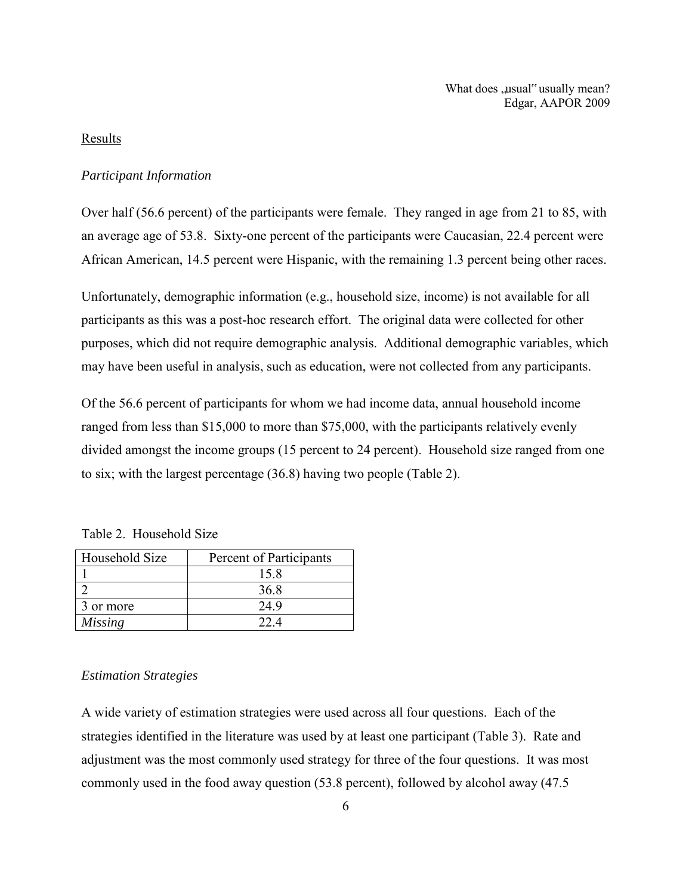## Results

### *Participant Information*

Over half (56.6 percent) of the participants were female. They ranged in age from 21 to 85, with an average age of 53.8. Sixty-one percent of the participants were Caucasian, 22.4 percent were African American, 14.5 percent were Hispanic, with the remaining 1.3 percent being other races.

Unfortunately, demographic information (e.g., household size, income) is not available for all participants as this was a post-hoc research effort. The original data were collected for other purposes, which did not require demographic analysis. Additional demographic variables, which may have been useful in analysis, such as education, were not collected from any participants.

Of the 56.6 percent of participants for whom we had income data, annual household income ranged from less than $15,000 to more than $75,000, with the participants relatively evenly divided amongst the income groups (15 percent to 24 percent). Household size ranged from one to six; with the largest percentage (36.8) having two people (Table 2).

Table 2. Household Size

| Household Size | Percent of Participants |
|---|---|
| 1 | 15.8 |
| 2 | 36.8 |
| 3 or more | 24.9 |
| *Missing* | 22.4 |

### *Estimation Strategies*

A wide variety of estimation strategies were used across all four questions. Each of the strategies identified in the literature was used by at least one participant (Table 3). Rate and adjustment was the most commonly used strategy for three of the four questions. It was most commonly used in the food away question (53.8 percent), followed by alcohol away (47.5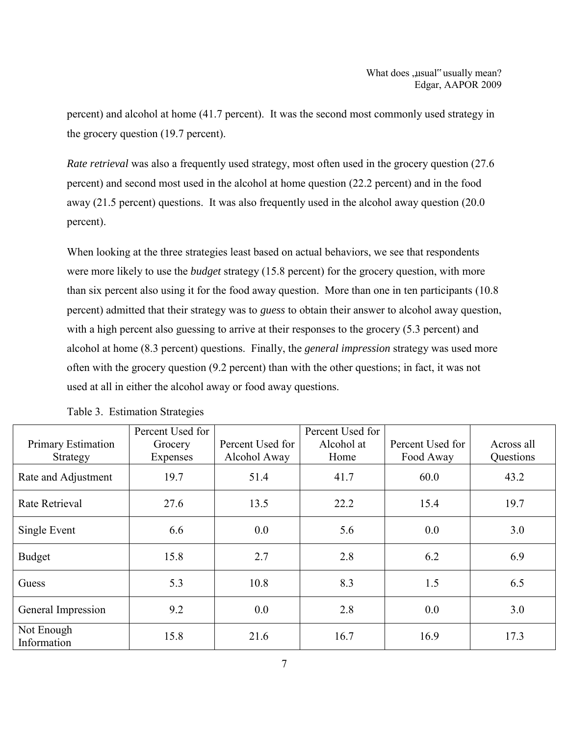percent) and alcohol at home (41.7 percent). It was the second most commonly used strategy in the grocery question (19.7 percent).

*Rate retrieval* was also a frequently used strategy, most often used in the grocery question (27.6 percent) and second most used in the alcohol at home question (22.2 percent) and in the food away (21.5 percent) questions. It was also frequently used in the alcohol away question (20.0 percent).

When looking at the three strategies least based on actual behaviors, we see that respondents were more likely to use the *budget* strategy (15.8 percent) for the grocery question, with more than six percent also using it for the food away question. More than one in ten participants (10.8 percent) admitted that their strategy was to *guess* to obtain their answer to alcohol away question, with a high percent also guessing to arrive at their responses to the grocery (5.3 percent) and alcohol at home (8.3 percent) questions. Finally, the *general impression* strategy was used more often with the grocery question (9.2 percent) than with the other questions; in fact, it was not used at all in either the alcohol away or food away questions.

Table 3. Estimation Strategies

| Primary Estimation Strategy | Percent Used for Grocery Expenses | Percent Used for Alcohol Away | Percent Used for Alcohol at Home | Percent Used for Food Away | Across all Questions |
|---|---|---|---|---|---|
| Rate and Adjustment | 19.7 | 51.4 | 41.7 | 60.0 | 43.2 |
| Rate Retrieval | 27.6 | 13.5 | 22.2 | 15.4 | 19.7 |
| Single Event | 6.6 | 0.0 | 5.6 | 0.0 | 3.0 |
| Budget | 15.8 | 2.7 | 2.8 | 6.2 | 6.9 |
| Guess | 5.3 | 10.8 | 8.3 | 1.5 | 6.5 |
| General Impression | 9.2 | 0.0 | 2.8 | 0.0 | 3.0 |
| Not Enough Information | 15.8 | 21.6 | 16.7 | 16.9 | 17.3 |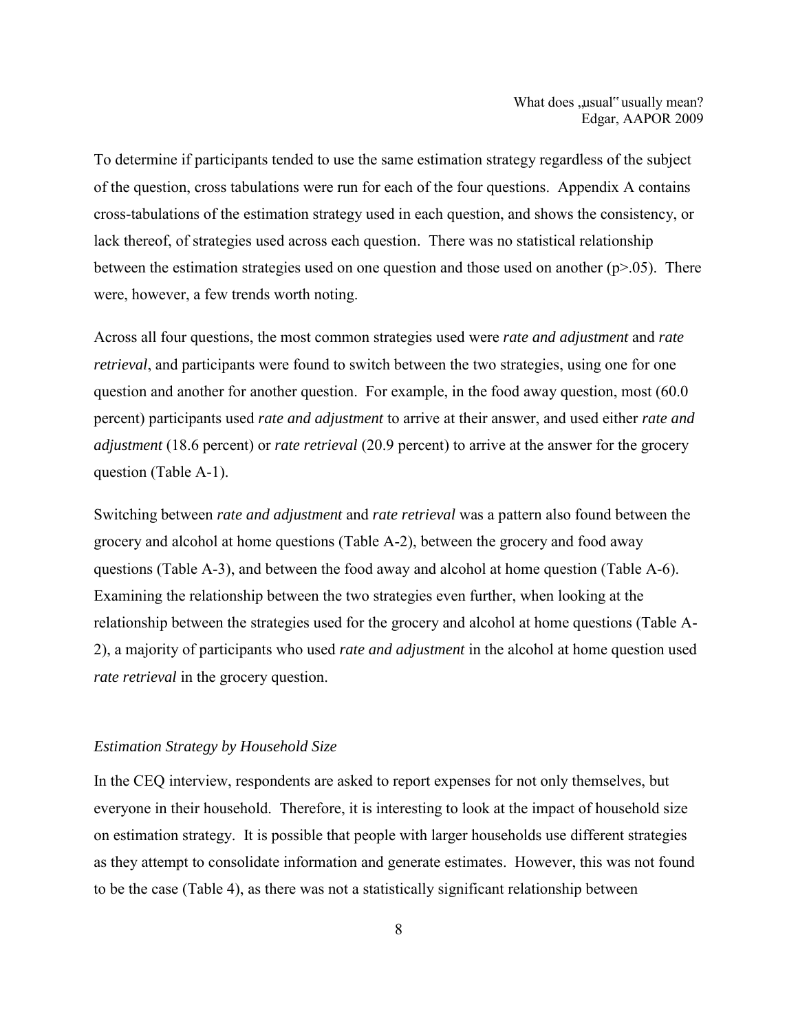To determine if participants tended to use the same estimation strategy regardless of the subject of the question, cross tabulations were run for each of the four questions. Appendix A contains cross-tabulations of the estimation strategy used in each question, and shows the consistency, or lack thereof, of strategies used across each question. There was no statistical relationship between the estimation strategies used on one question and those used on another ($p>.05$). There were, however, a few trends worth noting.

Across all four questions, the most common strategies used were *rate and adjustment* and *rate retrieval*, and participants were found to switch between the two strategies, using one for one question and another for another question. For example, in the food away question, most (60.0 percent) participants used *rate and adjustment* to arrive at their answer, and used either *rate and adjustment* (18.6 percent) or *rate retrieval* (20.9 percent) to arrive at the answer for the grocery question (Table A-1).

Switching between *rate and adjustment* and *rate retrieval* was a pattern also found between the grocery and alcohol at home questions (Table A-2), between the grocery and food away questions (Table A-3), and between the food away and alcohol at home question (Table A-6). Examining the relationship between the two strategies even further, when looking at the relationship between the strategies used for the grocery and alcohol at home questions (Table A-2), a majority of participants who used *rate and adjustment* in the alcohol at home question used *rate retrieval* in the grocery question.

### *Estimation Strategy by Household Size*

In the CEQ interview, respondents are asked to report expenses for not only themselves, but everyone in their household. Therefore, it is interesting to look at the impact of household size on estimation strategy. It is possible that people with larger households use different strategies as they attempt to consolidate information and generate estimates. However, this was not found to be the case (Table 4), as there was not a statistically significant relationship between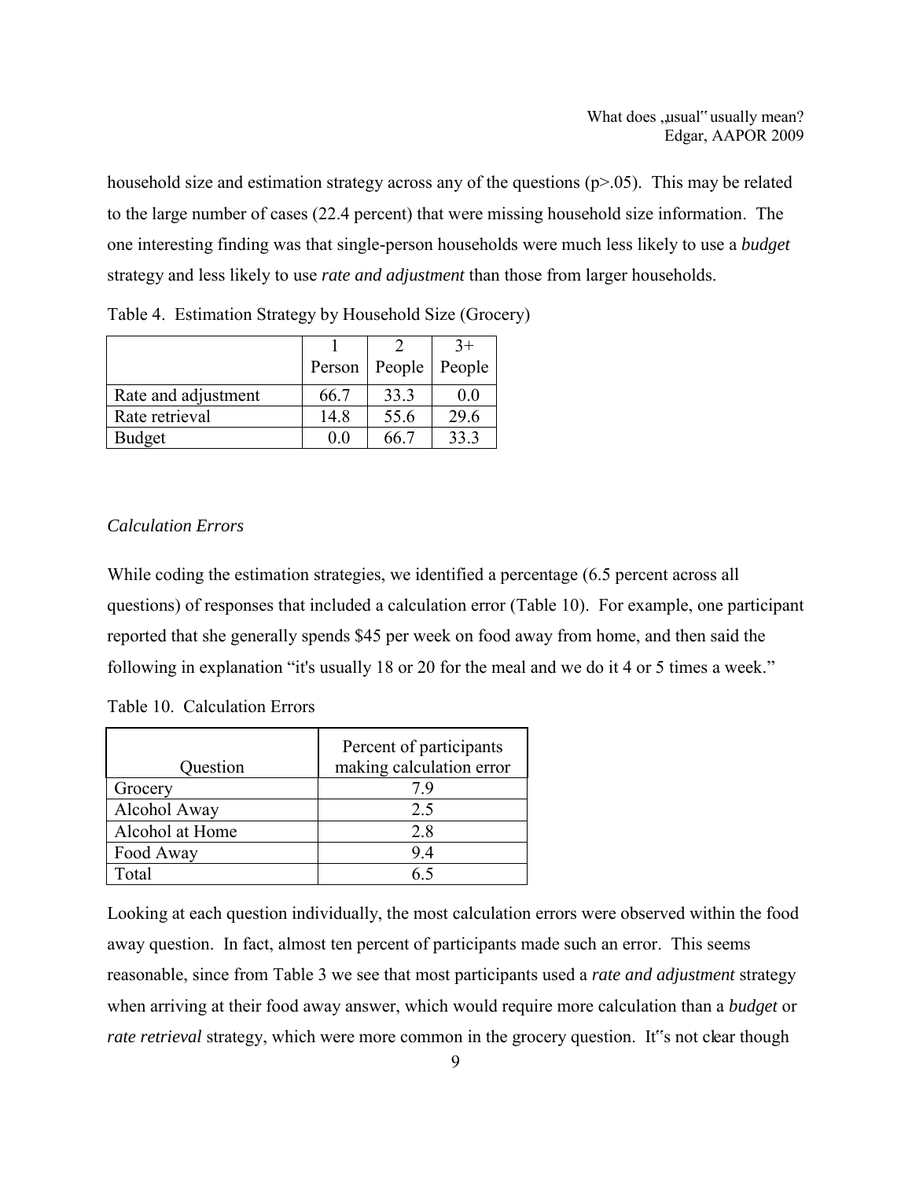household size and estimation strategy across any of the questions ($p>.05$). This may be related to the large number of cases (22.4 percent) that were missing household size information. The one interesting finding was that single-person households were much less likely to use a *budget* strategy and less likely to use *rate and adjustment* than those from larger households.

Table 4. Estimation Strategy by Household Size (Grocery)

| | 1 Person | 2 People | 3+ People |
|---|---|---|---|
| Rate and adjustment | 66.7 | 33.3 | 0.0 |
| Rate retrieval | 14.8 | 55.6 | 29.6 |
| Budget | 0.0 | 66.7 | 33.3 |

*Calculation Errors*

While coding the estimation strategies, we identified a percentage (6.5 percent across all questions) of responses that included a calculation error (Table 10). For example, one participant reported that she generally spends $45 per week on food away from home, and then said the following in explanation "it's usually 18 or 20 for the meal and we do it 4 or 5 times a week."

Table 10. Calculation Errors

| Question | Percent of participants making calculation error |
|---|---|
| Grocery | 7.9 |
| Alcohol Away | 2.5 |
| Alcohol at Home | 2.8 |
| Food Away | 9.4 |
| Total | 6.5 |

Looking at each question individually, the most calculation errors were observed within the food away question. In fact, almost ten percent of participants made such an error. This seems reasonable, since from Table 3 we see that most participants used a *rate and adjustment* strategy when arriving at their food away answer, which would require more calculation than a *budget* or *rate retrieval* strategy, which were more common in the grocery question. It"s not clear though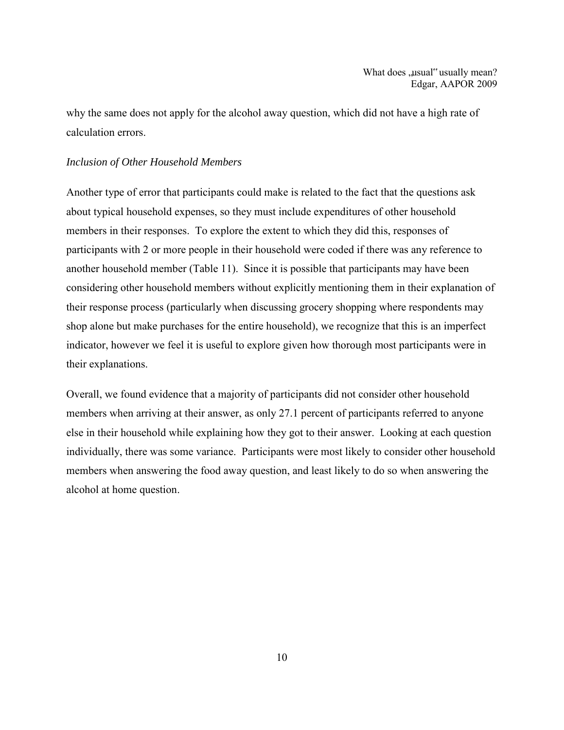why the same does not apply for the alcohol away question, which did not have a high rate of calculation errors.

*Inclusion of Other Household Members*

Another type of error that participants could make is related to the fact that the questions ask about typical household expenses, so they must include expenditures of other household members in their responses. To explore the extent to which they did this, responses of participants with 2 or more people in their household were coded if there was any reference to another household member (Table 11). Since it is possible that participants may have been considering other household members without explicitly mentioning them in their explanation of their response process (particularly when discussing grocery shopping where respondents may shop alone but make purchases for the entire household), we recognize that this is an imperfect indicator, however we feel it is useful to explore given how thorough most participants were in their explanations.

Overall, we found evidence that a majority of participants did not consider other household members when arriving at their answer, as only 27.1 percent of participants referred to anyone else in their household while explaining how they got to their answer. Looking at each question individually, there was some variance. Participants were most likely to consider other household members when answering the food away question, and least likely to do so when answering the alcohol at home question.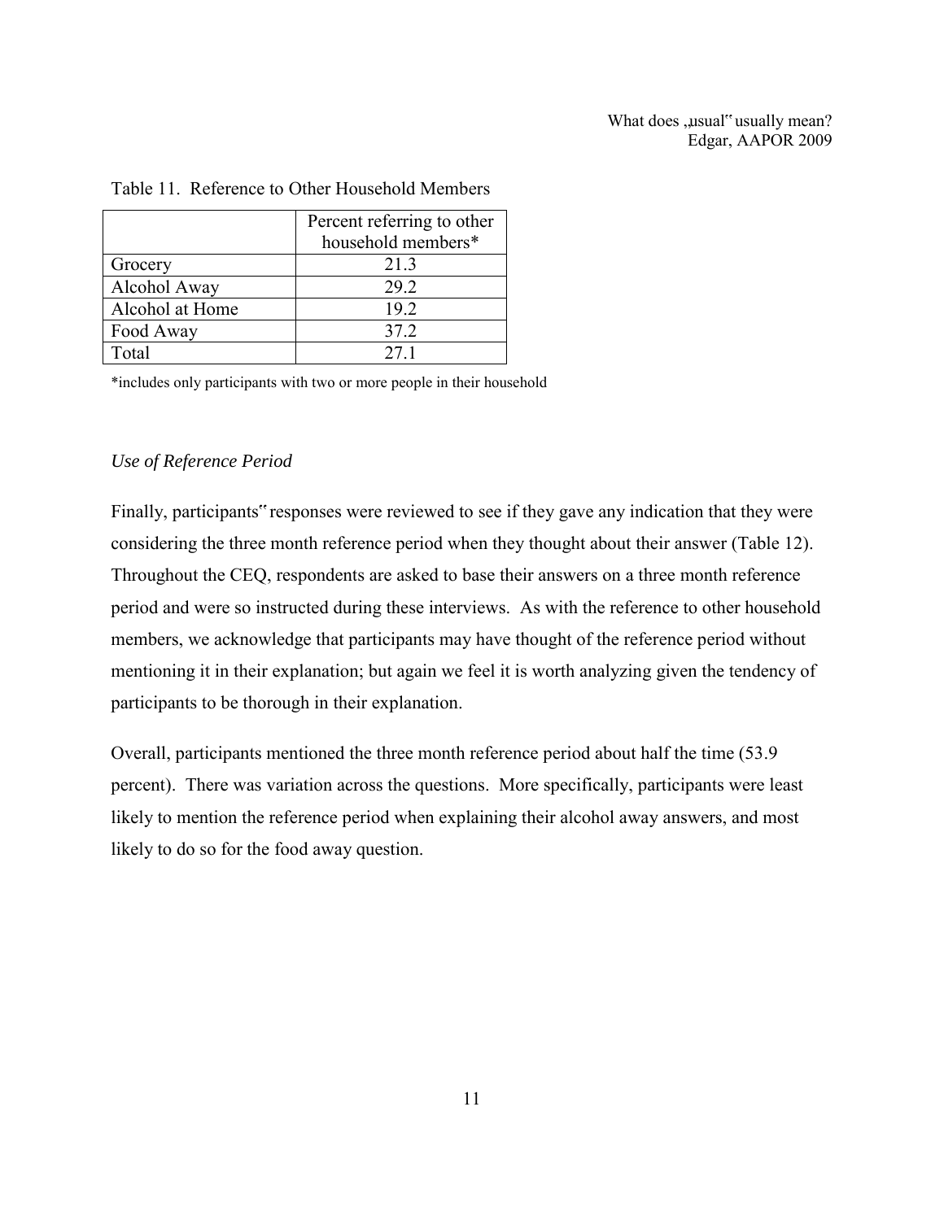Table 11. Reference to Other Household Members

| | Percent referring to other household members* |
|---|---|
| Grocery | 21.3 |
| Alcohol Away | 29.2 |
| Alcohol at Home | 19.2 |
| Food Away | 37.2 |
| Total | 27.1 |

*includes only participants with two or more people in their household

### *Use of Reference Period*

Finally, participants" responses were reviewed to see if they gave any indication that they were considering the three month reference period when they thought about their answer (Table 12). Throughout the CEQ, respondents are asked to base their answers on a three month reference period and were so instructed during these interviews. As with the reference to other household members, we acknowledge that participants may have thought of the reference period without mentioning it in their explanation; but again we feel it is worth analyzing given the tendency of participants to be thorough in their explanation.

Overall, participants mentioned the three month reference period about half the time (53.9 percent). There was variation across the questions. More specifically, participants were least likely to mention the reference period when explaining their alcohol away answers, and most likely to do so for the food away question.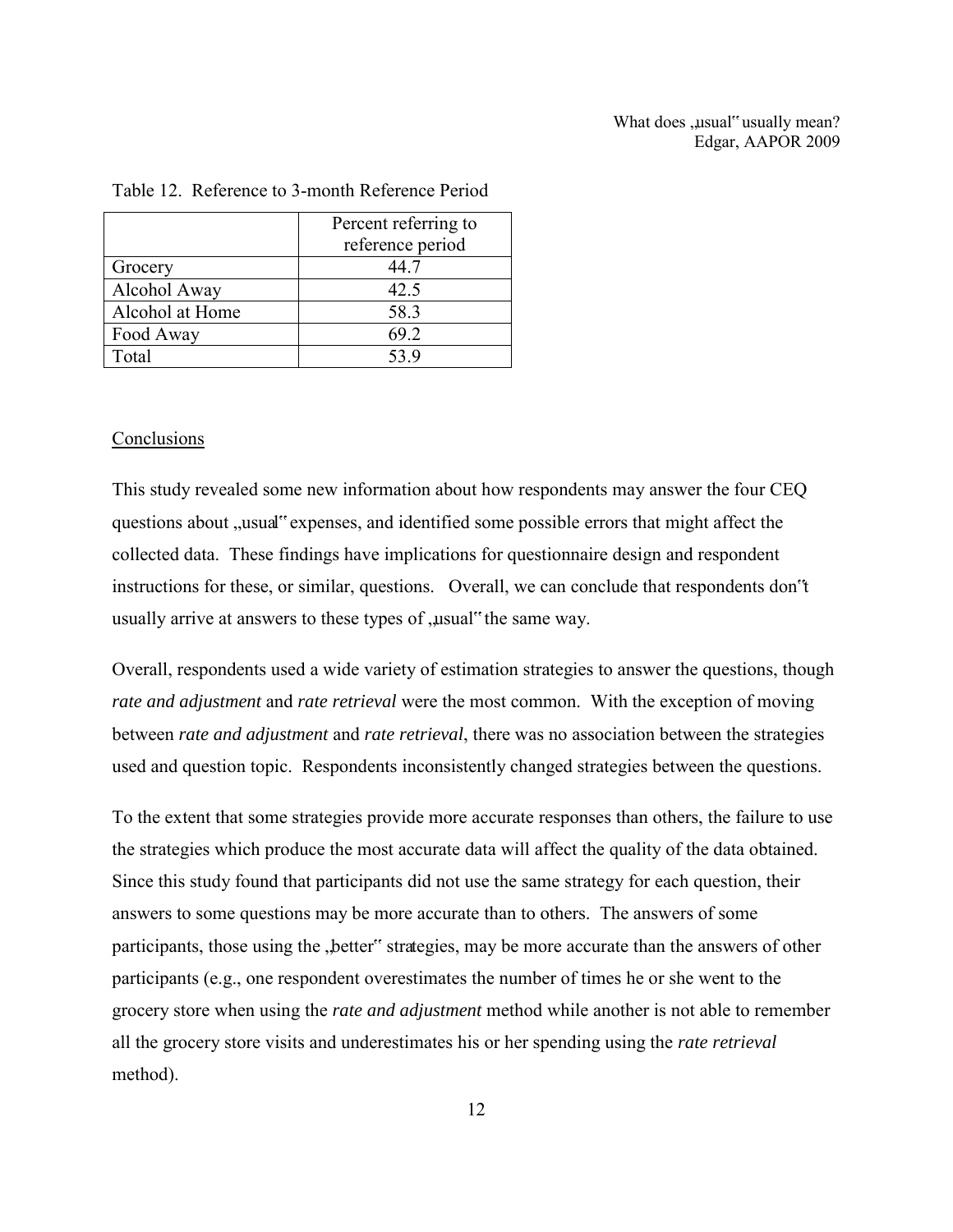Table 12. Reference to 3-month Reference Period

| | Percent referring to reference period |
|---|---|
| Grocery | 44.7 |
| Alcohol Away | 42.5 |
| Alcohol at Home | 58.3 |
| Food Away | 69.2 |
| Total | 53.9 |

## Conclusions

This study revealed some new information about how respondents may answer the four CEQ questions about „usual" expenses, and identified some possible errors that might affect the collected data. These findings have implications for questionnaire design and respondent instructions for these, or similar, questions. Overall, we can conclude that respondents don"t usually arrive at answers to these types of „usual" the same way.

Overall, respondents used a wide variety of estimation strategies to answer the questions, though *rate and adjustment* and *rate retrieval* were the most common. With the exception of moving between *rate and adjustment* and *rate retrieval*, there was no association between the strategies used and question topic. Respondents inconsistently changed strategies between the questions.

To the extent that some strategies provide more accurate responses than others, the failure to use the strategies which produce the most accurate data will affect the quality of the data obtained. Since this study found that participants did not use the same strategy for each question, their answers to some questions may be more accurate than to others. The answers of some participants, those using the „better" strategies, may be more accurate than the answers of other participants (e.g., one respondent overestimates the number of times he or she went to the grocery store when using the *rate and adjustment* method while another is not able to remember all the grocery store visits and underestimates his or her spending using the *rate retrieval* method).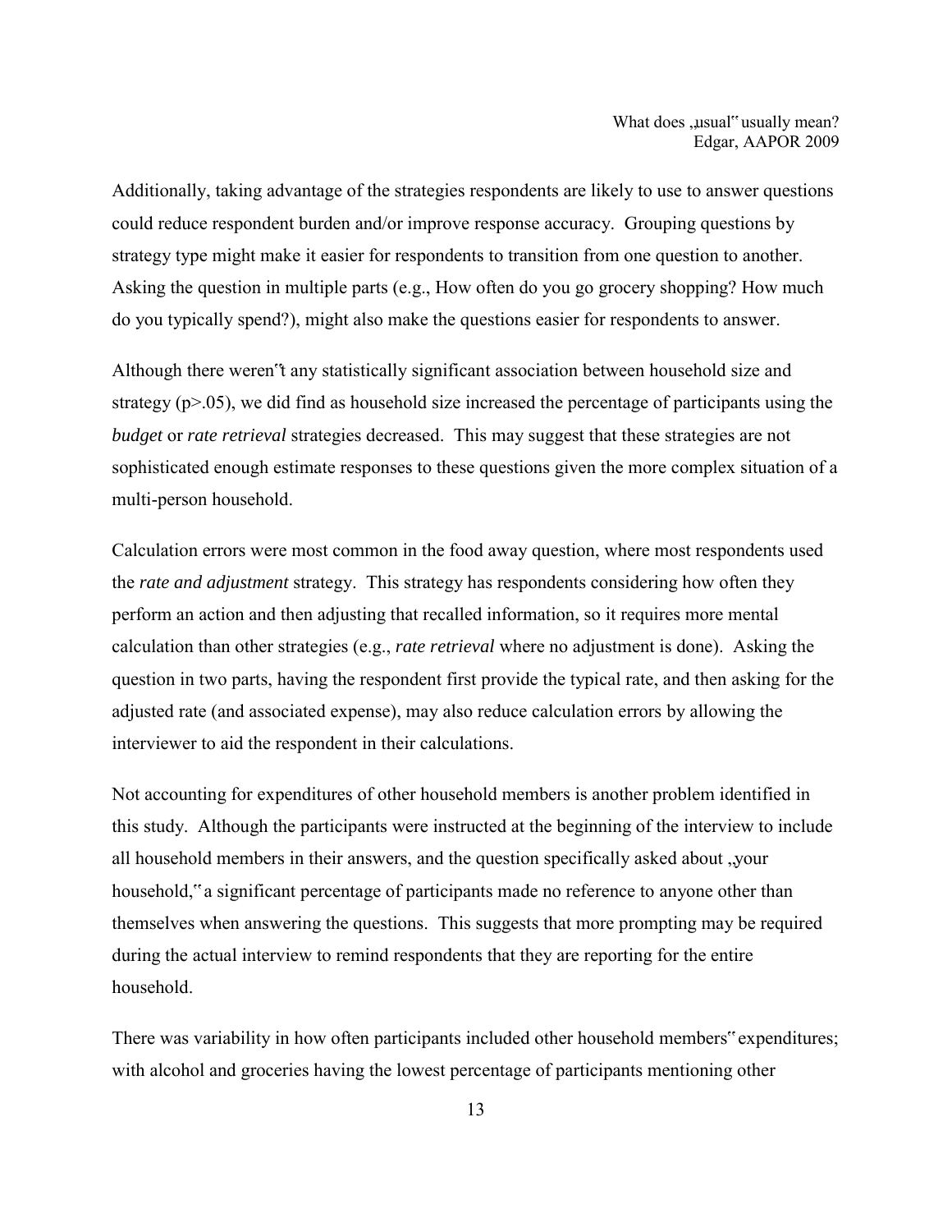Additionally, taking advantage of the strategies respondents are likely to use to answer questions could reduce respondent burden and/or improve response accuracy. Grouping questions by strategy type might make it easier for respondents to transition from one question to another. Asking the question in multiple parts (e.g., How often do you go grocery shopping? How much do you typically spend?), might also make the questions easier for respondents to answer.

Although there weren"t any statistically significant association between household size and strategy ($p>.05$), we did find as household size increased the percentage of participants using the *budget* or *rate retrieval* strategies decreased. This may suggest that these strategies are not sophisticated enough estimate responses to these questions given the more complex situation of a multi-person household.

Calculation errors were most common in the food away question, where most respondents used the *rate and adjustment* strategy. This strategy has respondents considering how often they perform an action and then adjusting that recalled information, so it requires more mental calculation than other strategies (e.g., *rate retrieval* where no adjustment is done). Asking the question in two parts, having the respondent first provide the typical rate, and then asking for the adjusted rate (and associated expense), may also reduce calculation errors by allowing the interviewer to aid the respondent in their calculations.

Not accounting for expenditures of other household members is another problem identified in this study. Although the participants were instructed at the beginning of the interview to include all household members in their answers, and the question specifically asked about „your household," a significant percentage of participants made no reference to anyone other than themselves when answering the questions. This suggests that more prompting may be required during the actual interview to remind respondents that they are reporting for the entire household.

There was variability in how often participants included other household members" expenditures; with alcohol and groceries having the lowest percentage of participants mentioning other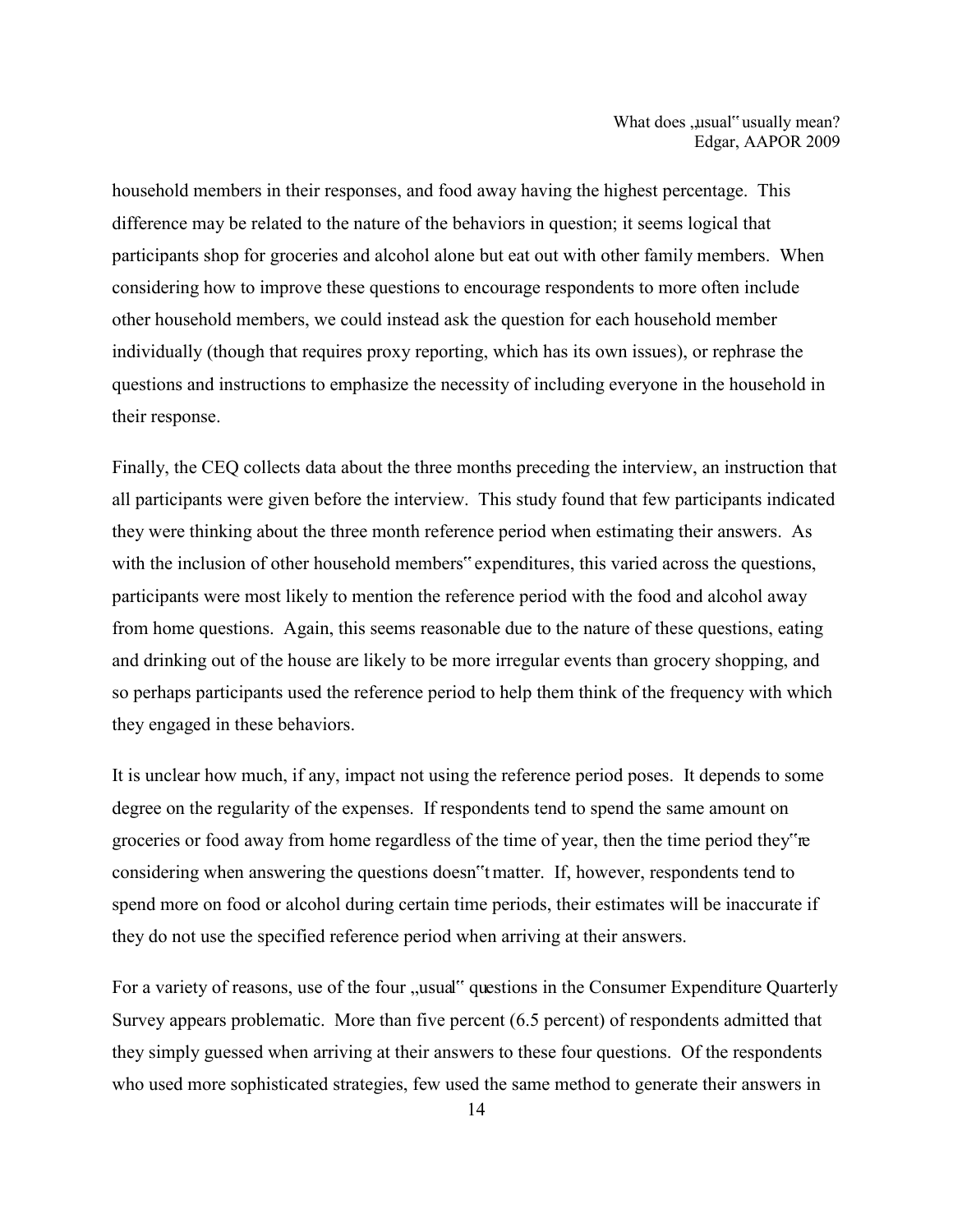household members in their responses, and food away having the highest percentage. This difference may be related to the nature of the behaviors in question; it seems logical that participants shop for groceries and alcohol alone but eat out with other family members. When considering how to improve these questions to encourage respondents to more often include other household members, we could instead ask the question for each household member individually (though that requires proxy reporting, which has its own issues), or rephrase the questions and instructions to emphasize the necessity of including everyone in the household in their response.

Finally, the CEQ collects data about the three months preceding the interview, an instruction that all participants were given before the interview. This study found that few participants indicated they were thinking about the three month reference period when estimating their answers. As with the inclusion of other household members" expenditures, this varied across the questions, participants were most likely to mention the reference period with the food and alcohol away from home questions. Again, this seems reasonable due to the nature of these questions, eating and drinking out of the house are likely to be more irregular events than grocery shopping, and so perhaps participants used the reference period to help them think of the frequency with which they engaged in these behaviors.

It is unclear how much, if any, impact not using the reference period poses. It depends to some degree on the regularity of the expenses. If respondents tend to spend the same amount on groceries or food away from home regardless of the time of year, then the time period they"re considering when answering the questions doesn"t matter. If, however, respondents tend to spend more on food or alcohol during certain time periods, their estimates will be inaccurate if they do not use the specified reference period when arriving at their answers.

For a variety of reasons, use of the four „usual" questions in the Consumer Expenditure Quarterly Survey appears problematic. More than five percent (6.5 percent) of respondents admitted that they simply guessed when arriving at their answers to these four questions. Of the respondents who used more sophisticated strategies, few used the same method to generate their answers in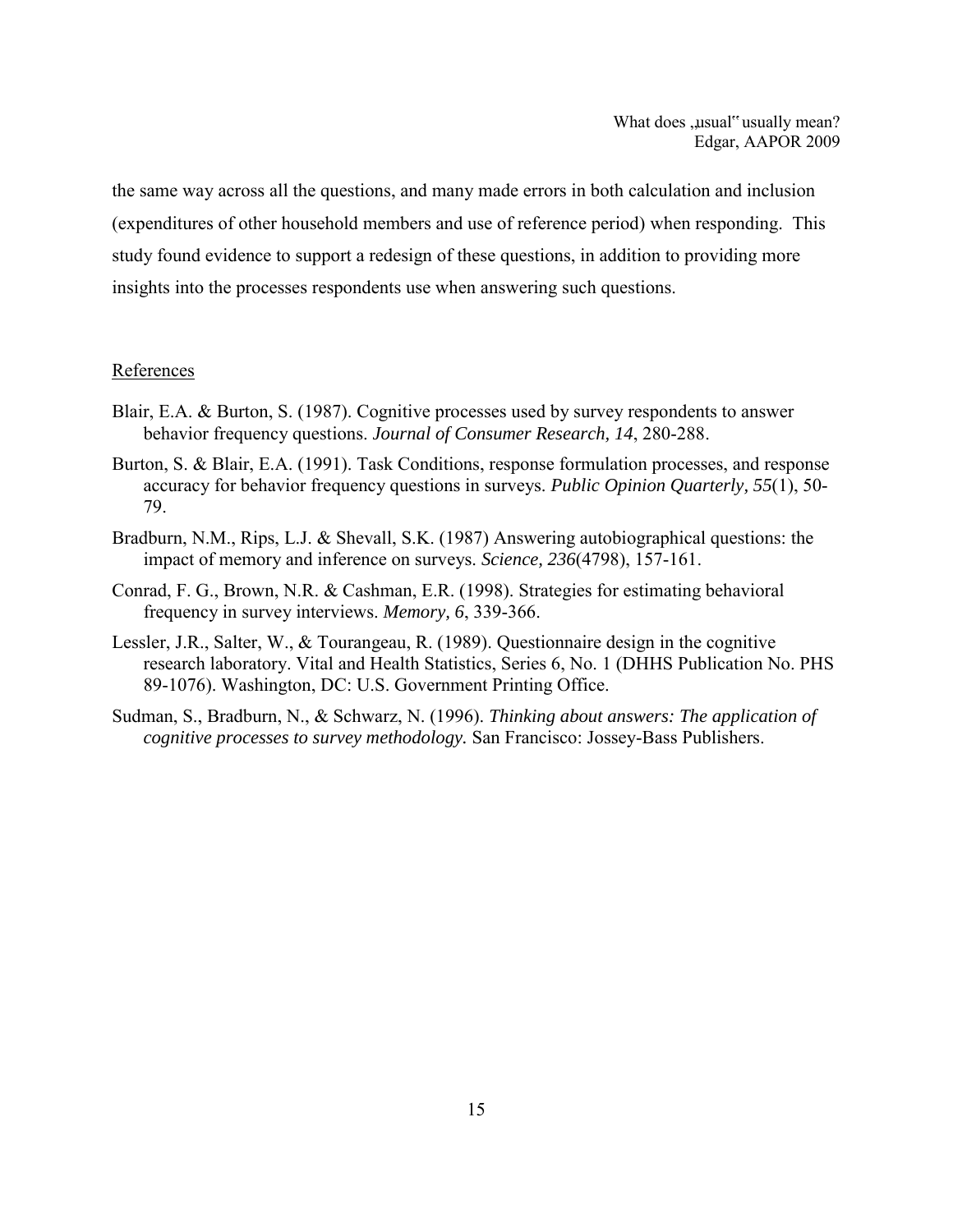the same way across all the questions, and many made errors in both calculation and inclusion (expenditures of other household members and use of reference period) when responding. This study found evidence to support a redesign of these questions, in addition to providing more insights into the processes respondents use when answering such questions.

## References

Blair, E.A. & Burton, S. (1987). Cognitive processes used by survey respondents to answer behavior frequency questions. *Journal of Consumer Research, 14*, 280-288.

Burton, S. & Blair, E.A. (1991). Task Conditions, response formulation processes, and response accuracy for behavior frequency questions in surveys. *Public Opinion Quarterly, 55*(1), 50-79.

Bradburn, N.M., Rips, L.J. & Shevall, S.K. (1987) Answering autobiographical questions: the impact of memory and inference on surveys. *Science, 236*(4798), 157-161.

Conrad, F. G., Brown, N.R. & Cashman, E.R. (1998). Strategies for estimating behavioral frequency in survey interviews. *Memory, 6*, 339-366.

Lessler, J.R., Salter, W., & Tourangeau, R. (1989). Questionnaire design in the cognitive research laboratory. Vital and Health Statistics, Series 6, No. 1 (DHHS Publication No. PHS 89-1076). Washington, DC: U.S. Government Printing Office.

Sudman, S., Bradburn, N., & Schwarz, N. (1996). *Thinking about answers: The application of cognitive processes to survey methodology.* San Francisco: Jossey-Bass Publishers.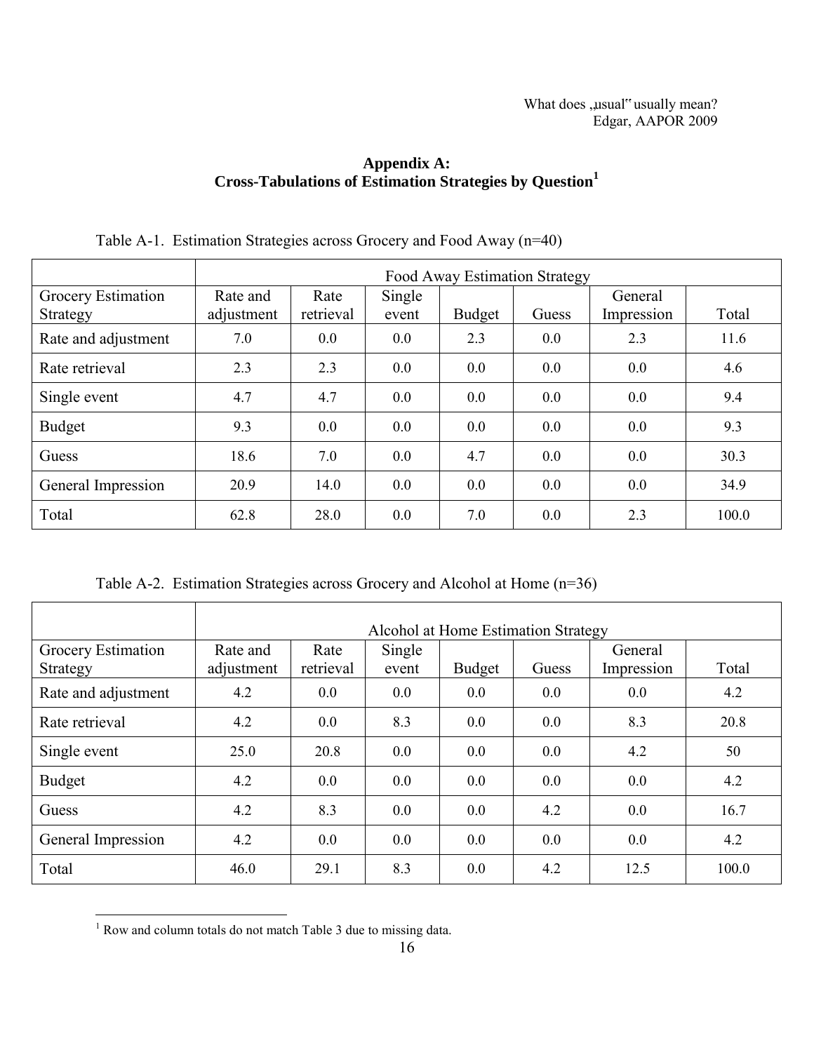## Appendix A: Cross-Tabulations of Estimation Strategies by Question[1]

Table A-1. Estimation Strategies across Grocery and Food Away (n=40)

| | Food Away Estimation Strategy | | | | | | |
|---|---|---|---|---|---|---|---|
| Grocery Estimation Strategy | Rate and adjustment | Rate retrieval | Single event | Budget | Guess | General Impression | Total |
| Rate and adjustment | 7.0 | 0.0 | 0.0 | 2.3 | 0.0 | 2.3 | 11.6 |
| Rate retrieval | 2.3 | 2.3 | 0.0 | 0.0 | 0.0 | 0.0 | 4.6 |
| Single event | 4.7 | 4.7 | 0.0 | 0.0 | 0.0 | 0.0 | 9.4 |
| Budget | 9.3 | 0.0 | 0.0 | 0.0 | 0.0 | 0.0 | 9.3 |
| Guess | 18.6 | 7.0 | 0.0 | 4.7 | 0.0 | 0.0 | 30.3 |
| General Impression | 20.9 | 14.0 | 0.0 | 0.0 | 0.0 | 0.0 | 34.9 |
| Total | 62.8 | 28.0 | 0.0 | 7.0 | 0.0 | 2.3 | 100.0 |

Table A-2. Estimation Strategies across Grocery and Alcohol at Home (n=36)

| | Alcohol at Home Estimation Strategy | | | | | | |
|---|---|---|---|---|---|---|---|
| Grocery Estimation Strategy | Rate and adjustment | Rate retrieval | Single event | Budget | Guess | General Impression | Total |
| Rate and adjustment | 4.2 | 0.0 | 0.0 | 0.0 | 0.0 | 0.0 | 4.2 |
| Rate retrieval | 4.2 | 0.0 | 8.3 | 0.0 | 0.0 | 8.3 | 20.8 |
| Single event | 25.0 | 20.8 | 0.0 | 0.0 | 0.0 | 4.2 | 50 |
| Budget | 4.2 | 0.0 | 0.0 | 0.0 | 0.0 | 0.0 | 4.2 |
| Guess | 4.2 | 8.3 | 0.0 | 0.0 | 4.2 | 0.0 | 16.7 |
| General Impression | 4.2 | 0.0 | 0.0 | 0.0 | 0.0 | 0.0 | 4.2 |
| Total | 46.0 | 29.1 | 8.3 | 0.0 | 4.2 | 12.5 | 100.0 |

[1] Row and column totals do not match Table 3 due to missing data.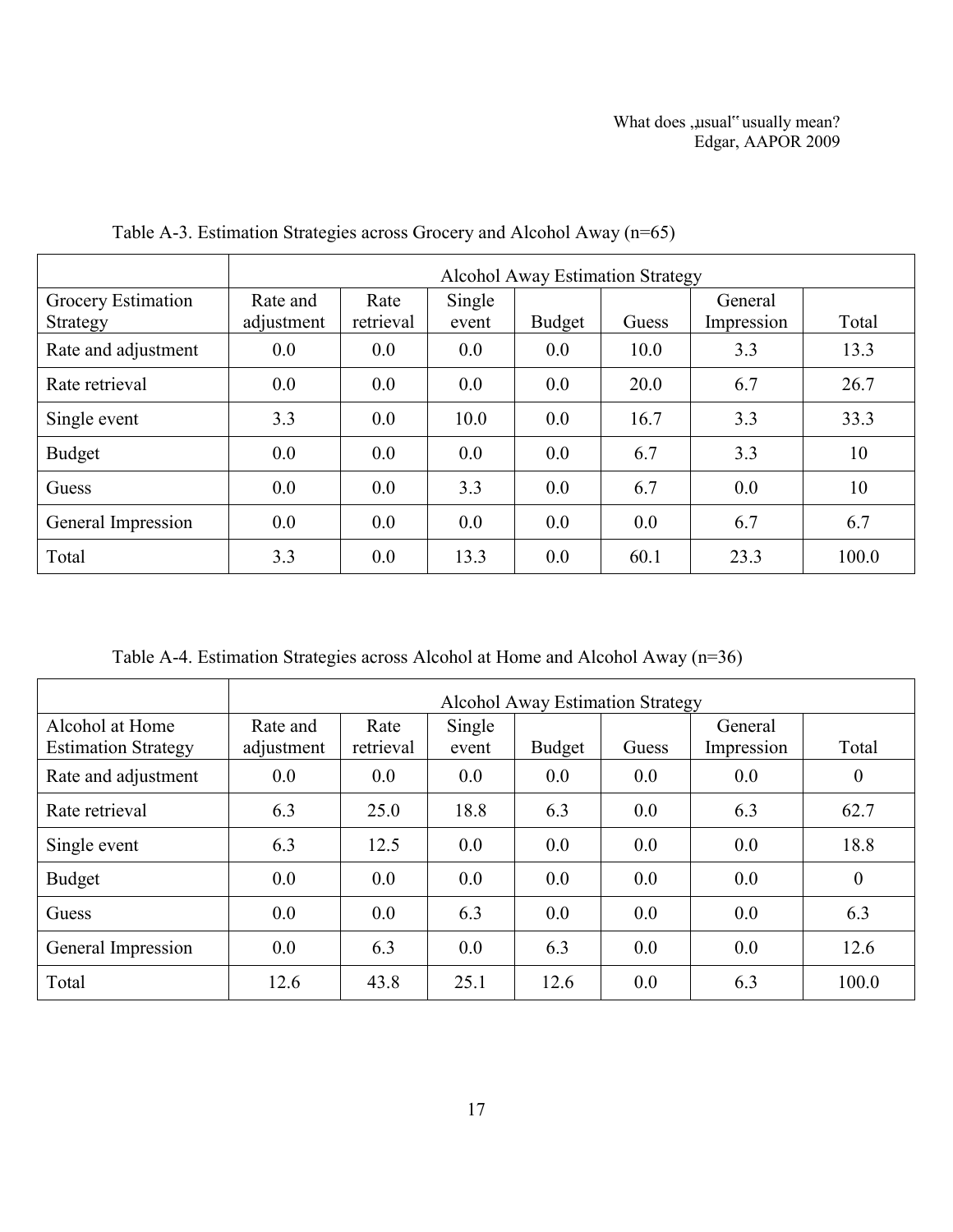Table A-3. Estimation Strategies across Grocery and Alcohol Away (n=65)

| | Alcohol Away Estimation Strategy | | | | | | |
|---|---|---|---|---|---|---|---|
| Grocery Estimation Strategy | Rate and adjustment | Rate retrieval | Single event | Budget | Guess | General Impression | Total |
| Rate and adjustment | 0.0 | 0.0 | 0.0 | 0.0 | 10.0 | 3.3 | 13.3 |
| Rate retrieval | 0.0 | 0.0 | 0.0 | 0.0 | 20.0 | 6.7 | 26.7 |
| Single event | 3.3 | 0.0 | 10.0 | 0.0 | 16.7 | 3.3 | 33.3 |
| Budget | 0.0 | 0.0 | 0.0 | 0.0 | 6.7 | 3.3 | 10 |
| Guess | 0.0 | 0.0 | 3.3 | 0.0 | 6.7 | 0.0 | 10 |
| General Impression | 0.0 | 0.0 | 0.0 | 0.0 | 0.0 | 6.7 | 6.7 |
| Total | 3.3 | 0.0 | 13.3 | 0.0 | 60.1 | 23.3 | 100.0 |

Table A-4. Estimation Strategies across Alcohol at Home and Alcohol Away (n=36)

| | Alcohol Away Estimation Strategy | | | | | | |
|---|---|---|---|---|---|---|---|
| Alcohol at Home Estimation Strategy | Rate and adjustment | Rate retrieval | Single event | Budget | Guess | General Impression | Total |
| Rate and adjustment | 0.0 | 0.0 | 0.0 | 0.0 | 0.0 | 0.0 | 0 |
| Rate retrieval | 6.3 | 25.0 | 18.8 | 6.3 | 0.0 | 6.3 | 62.7 |
| Single event | 6.3 | 12.5 | 0.0 | 0.0 | 0.0 | 0.0 | 18.8 |
| Budget | 0.0 | 0.0 | 0.0 | 0.0 | 0.0 | 0.0 | 0 |
| Guess | 0.0 | 0.0 | 6.3 | 0.0 | 0.0 | 0.0 | 6.3 |
| General Impression | 0.0 | 6.3 | 0.0 | 6.3 | 0.0 | 0.0 | 12.6 |
| Total | 12.6 | 43.8 | 25.1 | 12.6 | 0.0 | 6.3 | 100.0 |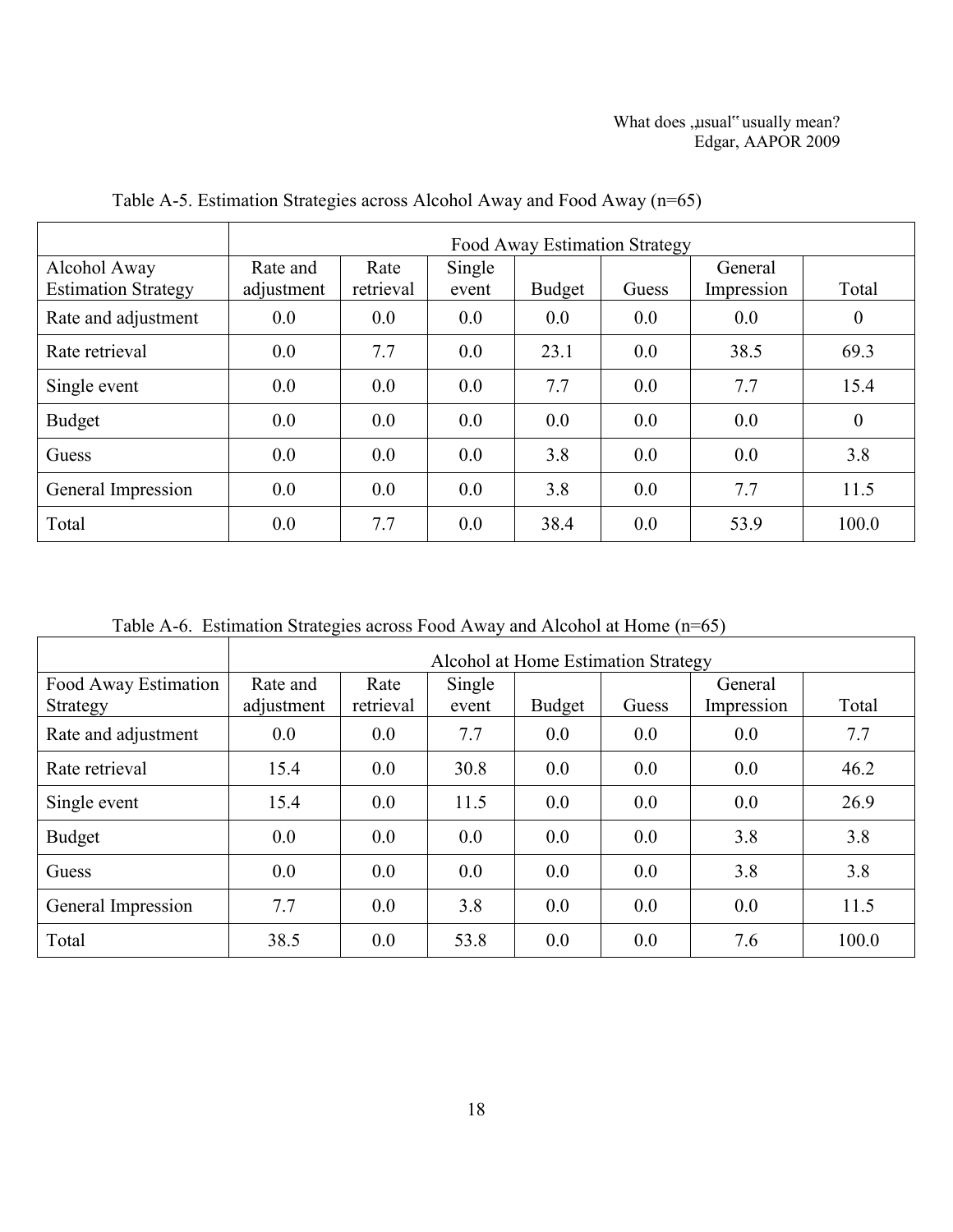Table A-5. Estimation Strategies across Alcohol Away and Food Away (n=65)

| | Food Away Estimation Strategy | | | | | | |
|---|---|---|---|---|---|---|---|
| Alcohol Away Estimation Strategy | Rate and adjustment | Rate retrieval | Single event | Budget | Guess | General Impression | Total |
| Rate and adjustment | 0.0 | 0.0 | 0.0 | 0.0 | 0.0 | 0.0 | 0 |
| Rate retrieval | 0.0 | 7.7 | 0.0 | 23.1 | 0.0 | 38.5 | 69.3 |
| Single event | 0.0 | 0.0 | 0.0 | 7.7 | 0.0 | 7.7 | 15.4 |
| Budget | 0.0 | 0.0 | 0.0 | 0.0 | 0.0 | 0.0 | 0 |
| Guess | 0.0 | 0.0 | 0.0 | 3.8 | 0.0 | 0.0 | 3.8 |
| General Impression | 0.0 | 0.0 | 0.0 | 3.8 | 0.0 | 7.7 | 11.5 |
| Total | 0.0 | 7.7 | 0.0 | 38.4 | 0.0 | 53.9 | 100.0 |

Table A-6. Estimation Strategies across Food Away and Alcohol at Home (n=65)

| | Alcohol at Home Estimation Strategy | | | | | | |
|---|---|---|---|---|---|---|---|
| Food Away Estimation Strategy | Rate and adjustment | Rate retrieval | Single event | Budget | Guess | General Impression | Total |
| Rate and adjustment | 0.0 | 0.0 | 7.7 | 0.0 | 0.0 | 0.0 | 7.7 |
| Rate retrieval | 15.4 | 0.0 | 30.8 | 0.0 | 0.0 | 0.0 | 46.2 |
| Single event | 15.4 | 0.0 | 11.5 | 0.0 | 0.0 | 0.0 | 26.9 |
| Budget | 0.0 | 0.0 | 0.0 | 0.0 | 0.0 | 3.8 | 3.8 |
| Guess | 0.0 | 0.0 | 0.0 | 0.0 | 0.0 | 3.8 | 3.8 |
| General Impression | 7.7 | 0.0 | 3.8 | 0.0 | 0.0 | 0.0 | 11.5 |
| Total | 38.5 | 0.0 | 53.8 | 0.0 | 0.0 | 7.6 | 100.0 |